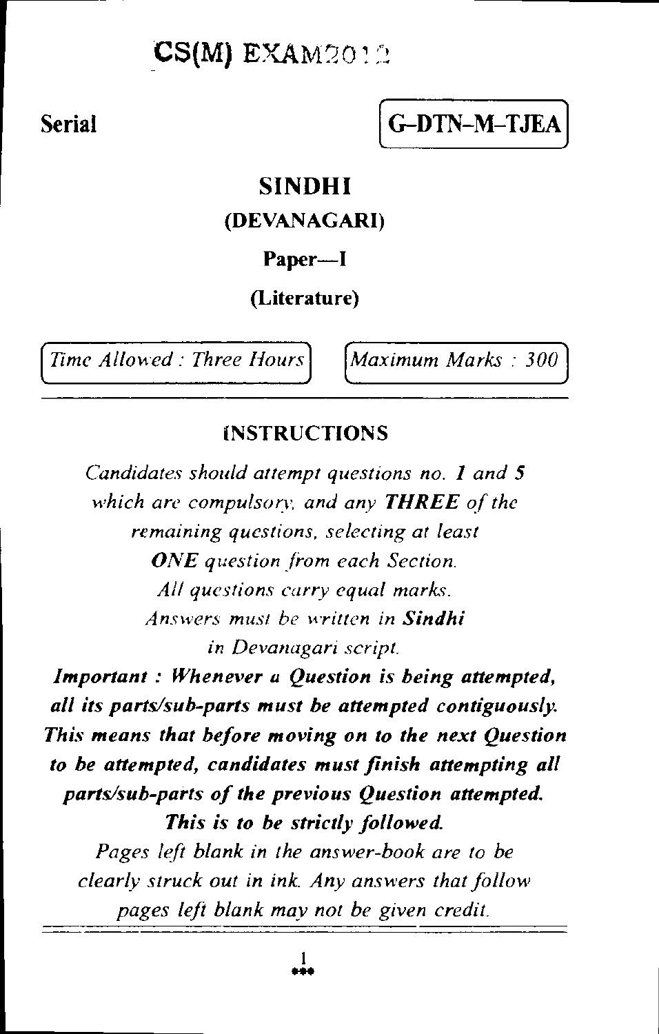# CS(M) EXAM2012

**Serial**

**G–DTN–M–TJEA**

## SINDHI

### (DEVANAGARI)

**Paper—I**

**(Literature)**

*Time Allowed : Three Hours*

*Maximum Marks : 300*

## INSTRUCTIONS

*Candidates should attempt questions no. **1** and **5** which are compulsory, and any **THREE** of the remaining questions, selecting at least **ONE** question from each Section.*

*All questions carry equal marks.*

*Answers must be written in **Sindhi** in Devanagari script.*

***Important : Whenever a Question is being attempted, all its parts/sub-parts must be attempted contiguously. This means that before moving on to the next Question to be attempted, candidates must finish attempting all parts/sub-parts of the previous Question attempted. This is to be strictly followed.***

*Pages left blank in the answer-book are to be clearly struck out in ink. Any answers that follow pages left blank may not be given credit.*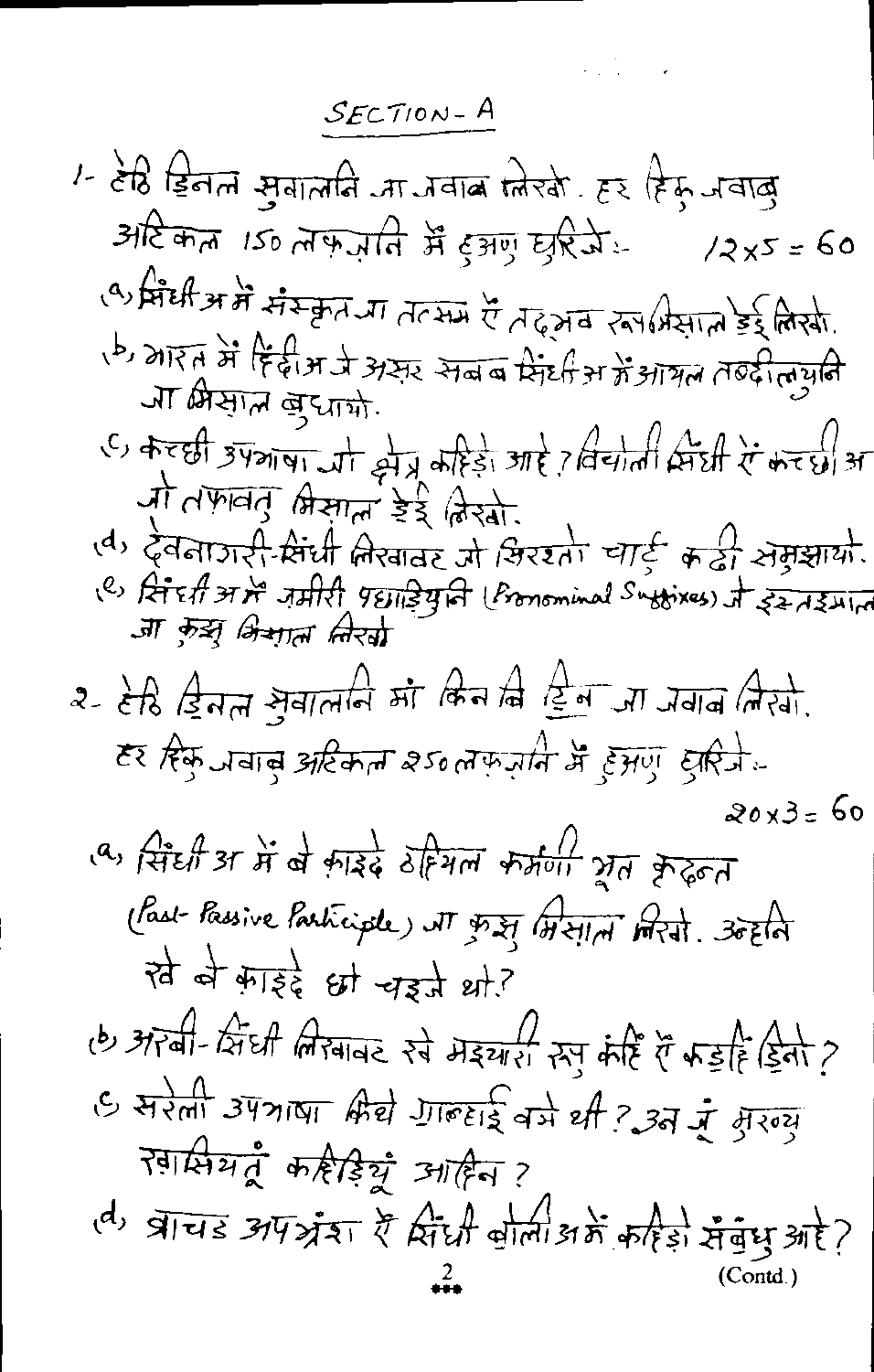## SECTION-A

1- हेठि डिनल सुवालनि जा जवाब लिखो. हर हिकु जवाबु अटिकल 150 लफ़ज़नि में हुअणु घुरिजे :- 12×5 = 60

(a) सिंधीअ में संस्कृत जा तत्सम ऐं तद्भव रूप मिसाल डेई लिखो.

(b) भारत में हिंदीअ जे असर सबब सिंधीअ में आयल तब्दीलियुनि जा मिसाल बुधायो.

(c) कच्छी उपभाषा जो क्षेत्र कहिड़ो आहे? विचोली सिंधी ऐं कच्छीअ जो तफ़ावतु मिसाल डेई लिखो.

(d) देवनागरी-सिंधी लिखावट जो सिरश्तो चार्ट कढी समुझायो.

(e) सिंधीअ में ज़मीरी पछाड़ियुनि (Pronominal Suffixes) जे इस्तइमाल जा कुझु मिसाल लिखो

2- हेठि डिनल सुवालनि मां किन बि टिन जा जवाब लिखो. हर हिकु जवाबु अटिकल 250 लफ़ज़नि में हुअणु घुरिजे :- 20×3 = 60

(a) सिंधीअ में बे क़ाइदे ठहियल कर्मणी भूत कृदन्त (Past-Passive Participle) जा कुझु मिसाल लिखो. उन्हनि खे बे क़ाइदे छो चइजे थो?

(b) अरबी-सिंधी लिखावट खे मइयारी रूपु कंहि ऐं कड़हिं डिनो?

(c) सरेली उपभाषा किथे ग़ाल्हाई वञे थी? उन जूं मुख्य ख़ासियतूं कहिड़ियूं आहिन?

(d) व्राचड अपभ्रंश ऐं सिंधी बोलीअ में कहिड़ो संबंधु आहे?

(Contd.)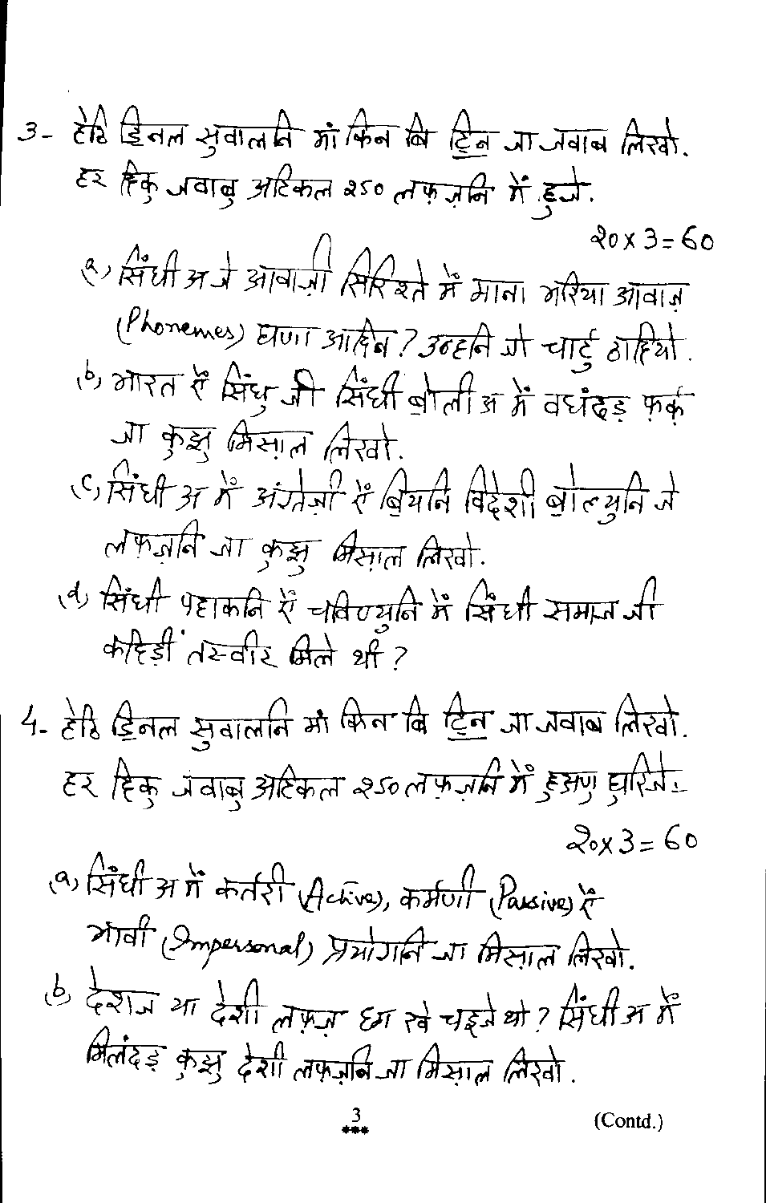3- हेठि डिनल सुवालनि मां किन बि टिन जा जवाब लिखो. हर हिकु जवाबु अटिकल 250 लफ़ज़नि में हुजे.

$20 \times 3 = 60$

(a) सिंधीअ जे आवाज़ी सिरिश्ते में माना भरिया आवाज़ (Phonemes) घणा आहिन? उन्हनि जो चार्टु ठाहियो.

(b) भारत एं सिंधु जी सिंधी बोलीअ में वधंदड़ फ़र्क़ जा कुझु मिसाल लिखो.

(c) सिंधीअ में अंग्रेज़ी एं बियनि विदेशी बोल्युनि जे लफ़ज़नि जा कुझु मिसाल लिखो.

(d) सिंधी पहाकनि एं चविण्युनि में सिंधी समाज जी कहिड़ी तस्वीर मिले थी?

4- हेठि डिनल सुवालनि मां किन बि टिन जा जवाब लिखो. हर हिकु जवाबु अटिकल 250 लफ़ज़नि में हुअणु घुरिजे.

$20 \times 3 = 60$

(a) सिंधीअ में कर्तरी (Active), कर्मणी (Passive) एं भावी (Impersonal) प्रयोगनि जा मिसाल लिखो.

(b) देशज या देशी लफ़्ज़ छा खे चइजे थो? सिंधीअ में मिलंदड़ कुझु देशी लफ़ज़नि जा मिसाल लिखो.

(Contd.)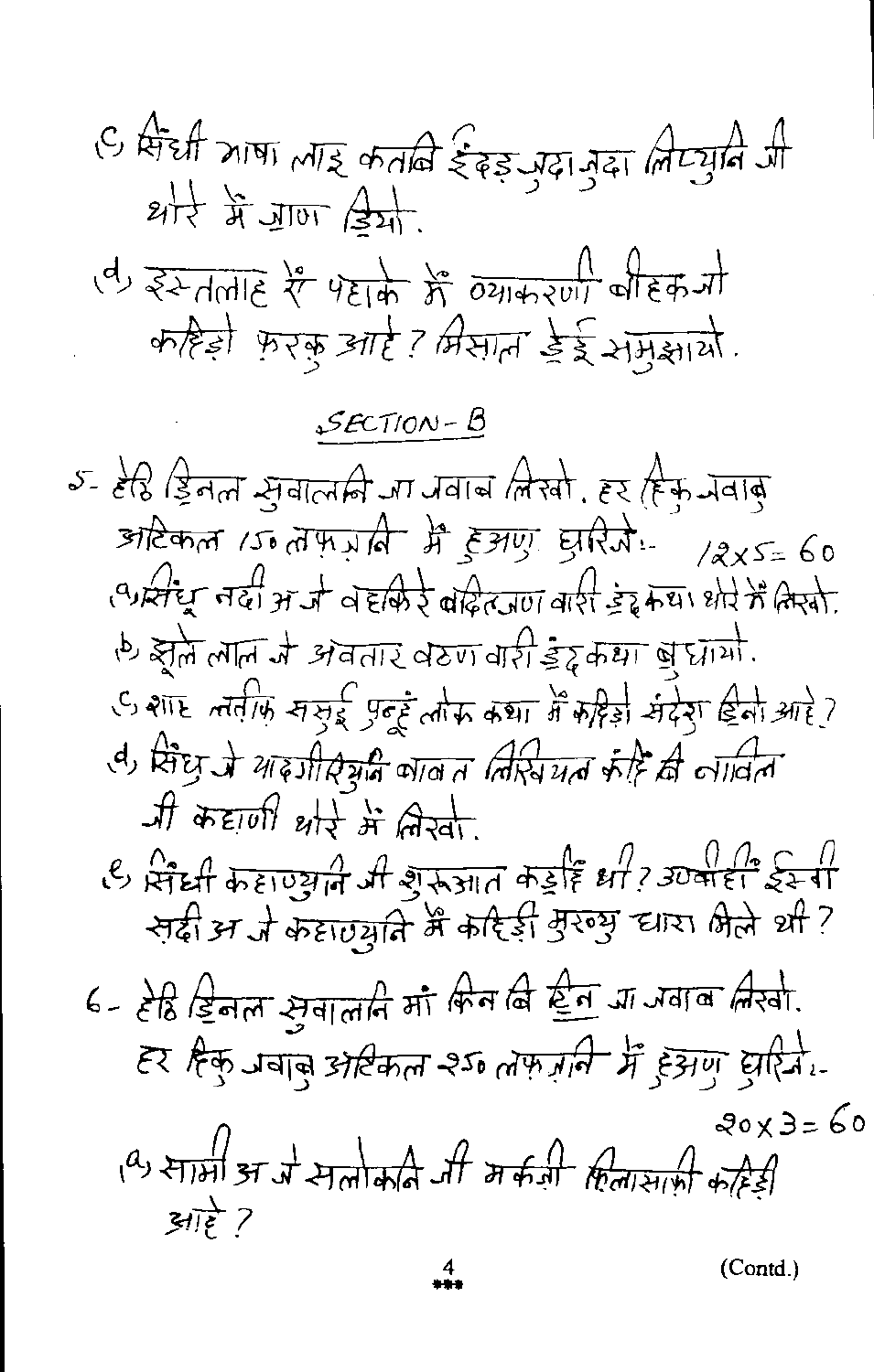(c) सिंधी भाषा लाइ कतबि ईंदड़ जुदा जुदा लिप्युनि जी थोरे में ज़ाण ड़ियो.

(d) इस्तलाह एं पदाके में व्याकरणी बीहक जो कहिड़ो फ़रकु आहे? मिसाल डेई समुझायो.

## SECTION-B

5- हेठि ड़िनल सुवालनि जा जवाब लिखो. हर हिकु जवाबु अटिकल 150 लफ़ज़नि में हुअणु घुरिजे:- $12 \times 5 = 60$

(a) सिंधु नदीअ जे वहकिरे बदिलजण वारी ड़ंदकथा थोरे में लिखो.

(b) झूले लाल जे अवतार वठण वारी ड़ंदकथा बुधायो.

(c) शाह लतीफ़ ससुई पुन्हूं लोक कथा में कहिड़ो संदेश ड़िनो आहे?

(d) सिंधु जे यादगीरियुनि बाबत लिखियल कंहिं बि नाविल जी कहाणी थोरे में लिखो.

(e) सिंधी कहाण्युनि जी शुरूआत कड़हिं थी? उणवीहीं ईस्वी सदीअ जे कहाण्युनि में कहिड़ी मुख्यु धारा मिले थी?

6- हेठि ड़िनल सुवालनि मां किन बि टिन जा जवाब लिखो. हर हिकु जवाबु अटिकल 250 लफ़ज़नि में हुअणु घुरिजे:-

$20 \times 3 = 60$

(a) सामीअ जे सलोकनि जी मर्कज़ी फ़िलासाफ़ी कहिड़ी आहे?

(Contd.)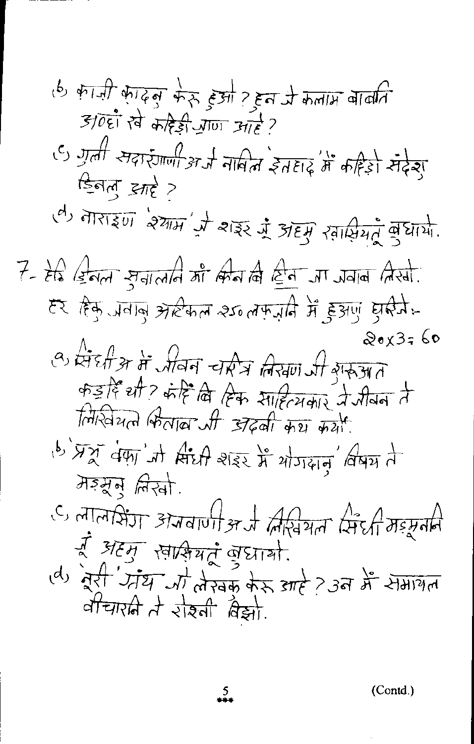(b) क़ाज़ी क़ादनु केरु हुओ? हुन जे कलाम बाबति अ‍ॼञा खे कहिड़ी ॼाण आहे?

(c) गुली सदारंगाणीअ जे नाविल 'इतहाद' में कहिड़ो संदेशु ड़िनलु आहे?

(d) नाराइण 'श्याम' जे शाइर जूं अहमु ख़ासियतूं बुधायो.

7- हेठि ड़िनल सुवालनि मां किन बि टिन जा जवाब लिखो. हर हिक जवाबु अटिकल २५० लफ़्ज़नि में हुअणु घुरिजे :-

$20 \times 3 = 60$

(a) सिंधीअ में जीवन चरित्र लिखण जी शुरूआत कड़हिं थी? कंहिं बि हिक साहित्यकार जे जीवन ते लिखियल किताब जी ओदबी कथ कयो.

(b) 'प्रभु 'वफ़ा' जो सिंधी शाइर में योगदानु' विषय ते मज़्मूनु लिखो.

(c) लालसिंग अजवाणीअ जे लिखियल सिंधी मज़्मूननि जूं अहमु ख़ासियतूं बुधायो.

(d) 'नूरी' ग्रंथ जो लेखक केरु आहे? उन में समायल वीचारनि ते रोशनी विझो.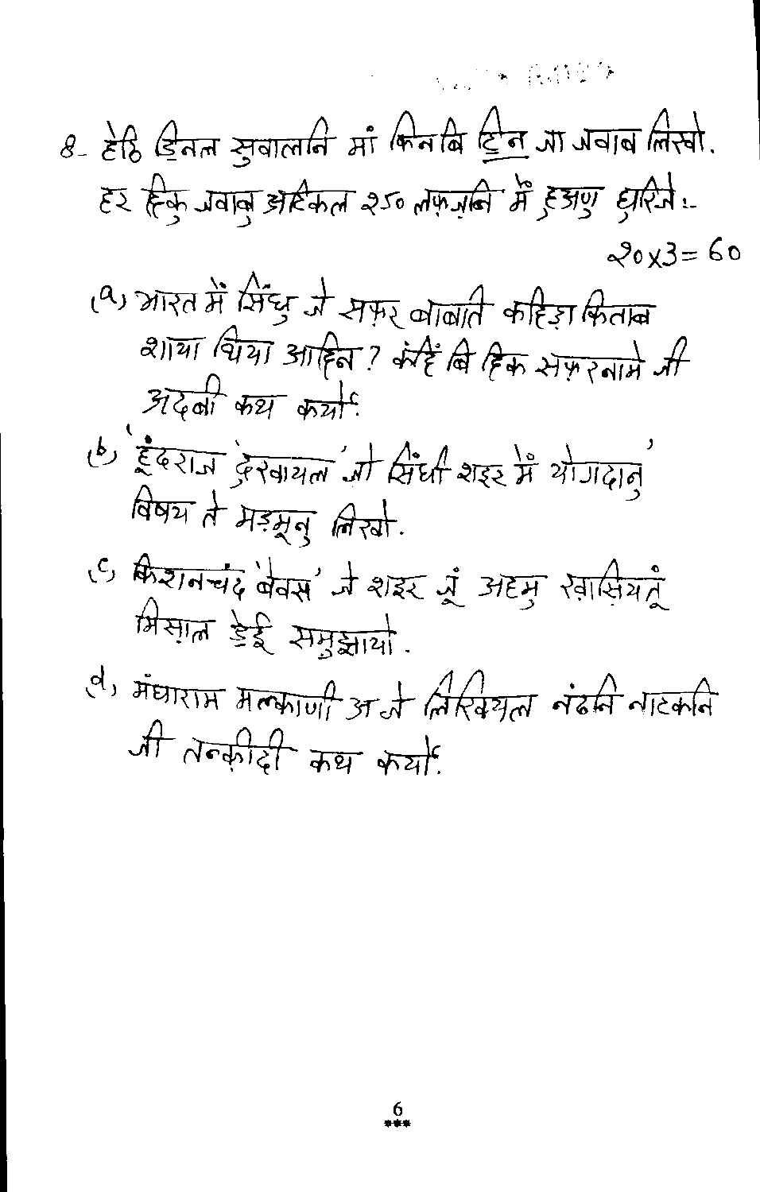8. हेठि ड्रिनल सुवालनि मां किनबि टिन जा जवाब लिखो.
हर हिकु जवाबु अटिकल २५० लफ़्ज़नि में हुअणु घुरिजे :-

$20 \times 3 = 60$

(a) भारत में सिंधु जे सफ़र बाबति कहिड़ा किताब शाया थिया आहिन ? कंहिं बि हिक सफ़रनामे जी अहमियत कथ कयो.

(b) 'हूंदराज दुखायल जो सिंधी शइर में योगदानु' विषय ते मज़मूनु लिखो.

(c) किशनचंद 'बेवस' जे शइर जूं अहमु ख़ासियतूं मिसाल डेई समुझायो.

(d) मंघाराम मलकाणी अ जे लिखियल नंढनि नाटकनि जी तन्क़ीदी कथ कयो.